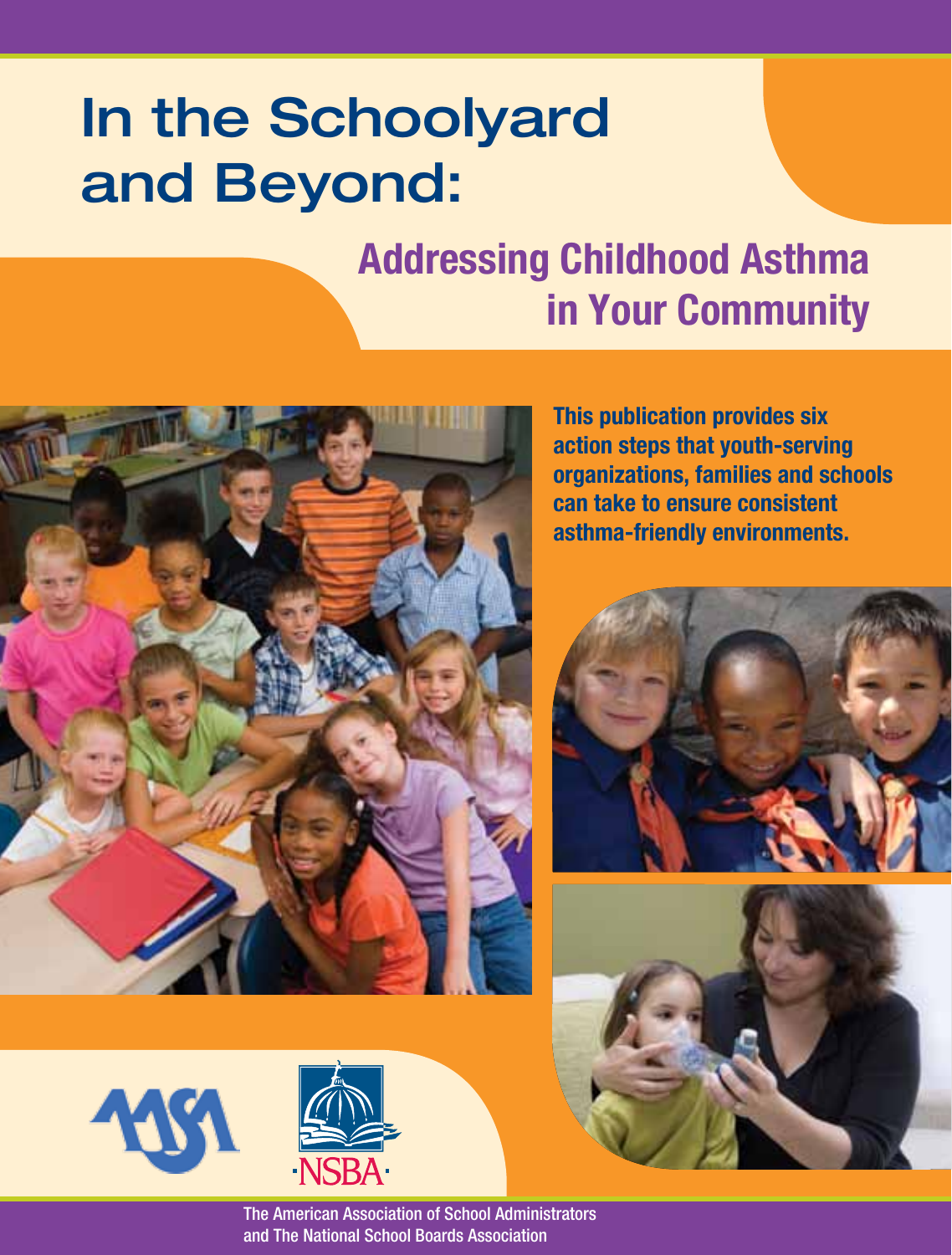# In the Schoolyard and Beyond:

## Addressing Childhood Asthma in Your Community

**This publication provides six action steps that youth-serving organizations, families and schools can take to ensure consistent asthma-friendly environments.**

The American Association of School Administrators and The National School Boards Association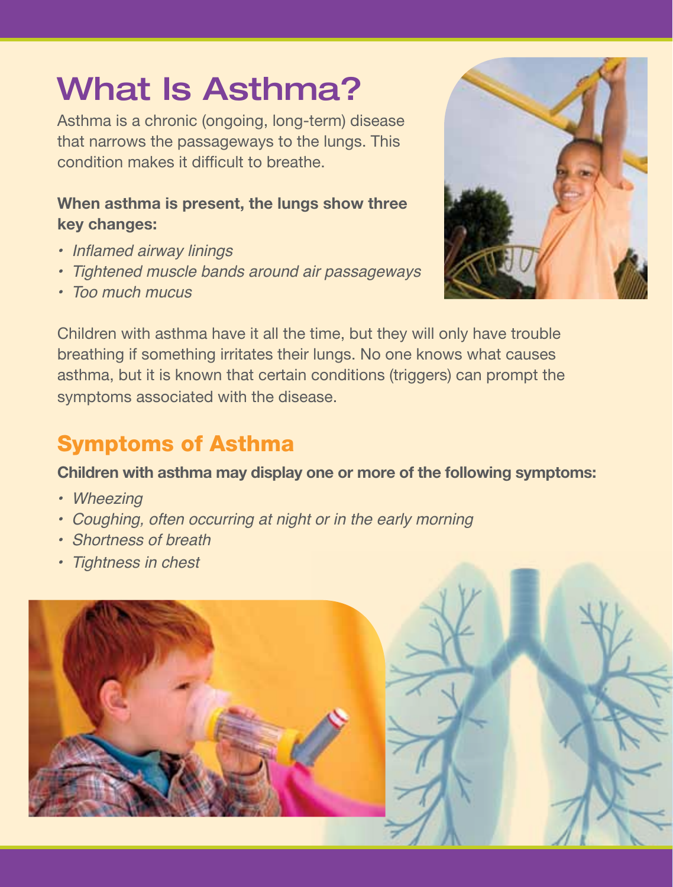# What Is Asthma?

Asthma is a chronic (ongoing, long-term) disease that narrows the passageways to the lungs. This condition makes it difficult to breathe.

**When asthma is present, the lungs show three key changes:**

- *Inflamed airway linings*
- *Tightened muscle bands around air passageways*
- *Too much mucus*

Children with asthma have it all the time, but they will only have trouble breathing if something irritates their lungs. No one knows what causes asthma, but it is known that certain conditions (triggers) can prompt the symptoms associated with the disease.

## Symptoms of Asthma

**Children with asthma may display one or more of the following symptoms:**

- *Wheezing*
- *Coughing, often occurring at night or in the early morning*
- *Shortness of breath*
- *Tightness in chest*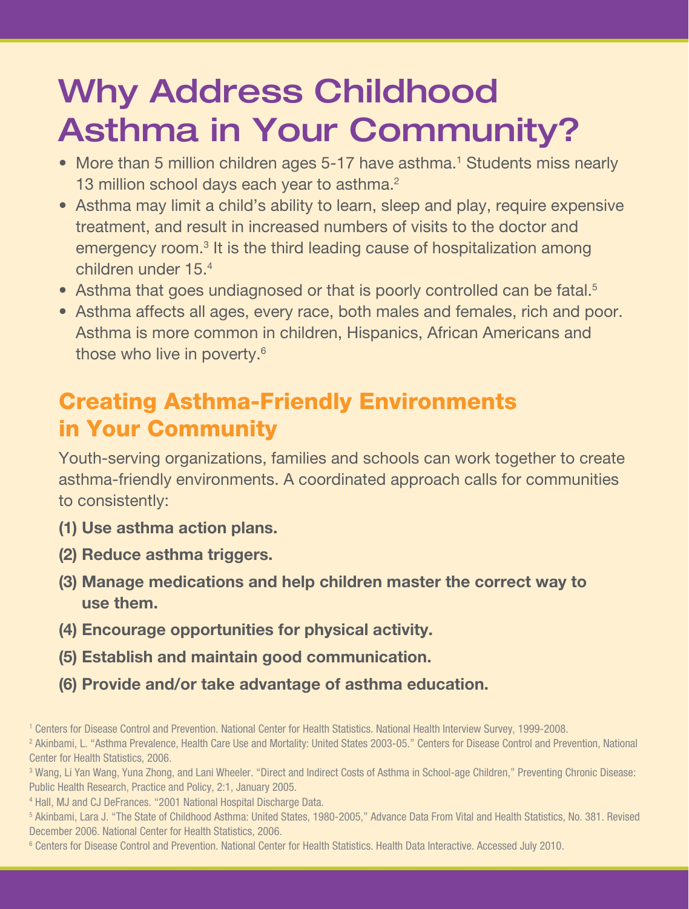# Why Address Childhood Asthma in Your Community?

- More than 5 million children ages 5-17 have asthma.[1] Students miss nearly 13 million school days each year to asthma.[2]
- Asthma may limit a child's ability to learn, sleep and play, require expensive treatment, and result in increased numbers of visits to the doctor and emergency room.[3] It is the third leading cause of hospitalization among children under 15.[4]
- Asthma that goes undiagnosed or that is poorly controlled can be fatal.[5]
- Asthma affects all ages, every race, both males and females, rich and poor. Asthma is more common in children, Hispanics, African Americans and those who live in poverty.[6]

## Creating Asthma-Friendly Environments in Your Community

Youth-serving organizations, families and schools can work together to create asthma-friendly environments. A coordinated approach calls for communities to consistently:

**(1) Use asthma action plans.**

**(2) Reduce asthma triggers.**

**(3) Manage medications and help children master the correct way to use them.**

**(4) Encourage opportunities for physical activity.**

**(5) Establish and maintain good communication.**

**(6) Provide and/or take advantage of asthma education.**

[1] Centers for Disease Control and Prevention. National Center for Health Statistics. National Health Interview Survey, 1999-2008.

[2] Akinbami, L. "Asthma Prevalence, Health Care Use and Mortality: United States 2003-05." Centers for Disease Control and Prevention, National Center for Health Statistics, 2006.

[3] Wang, Li Yan Wang, Yuna Zhong, and Lani Wheeler. "Direct and Indirect Costs of Asthma in School-age Children," Preventing Chronic Disease: Public Health Research, Practice and Policy, 2:1, January 2005.

[4] Hall, MJ and CJ DeFrances. "2001 National Hospital Discharge Data.

[5] Akinbami, Lara J. "The State of Childhood Asthma: United States, 1980-2005," Advance Data From Vital and Health Statistics, No. 381. Revised December 2006. National Center for Health Statistics, 2006.

[6] Centers for Disease Control and Prevention. National Center for Health Statistics. Health Data Interactive. Accessed July 2010.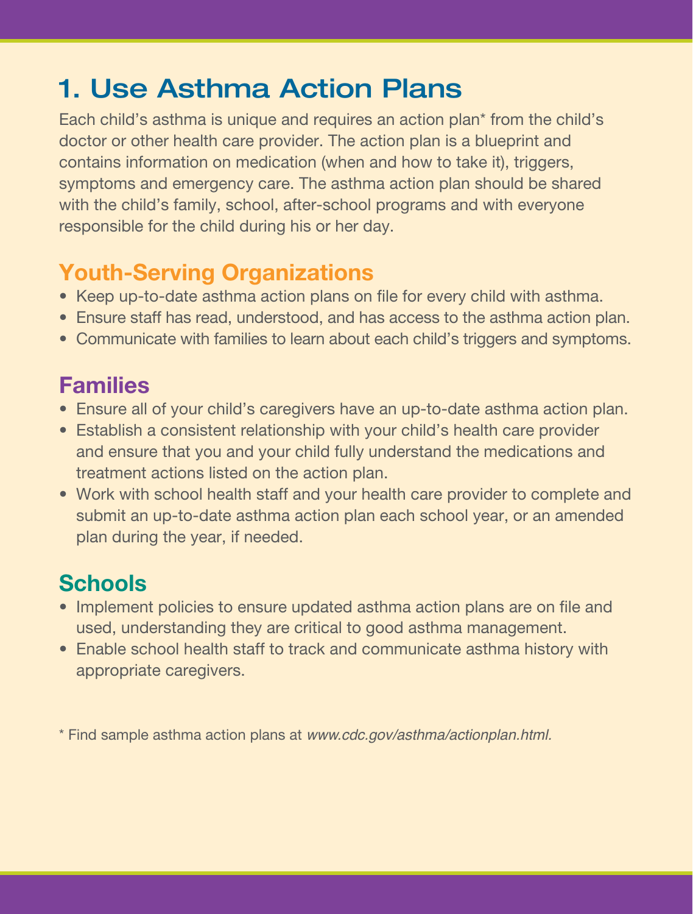# 1. Use Asthma Action Plans

Each child's asthma is unique and requires an action plan* from the child's doctor or other health care provider. The action plan is a blueprint and contains information on medication (when and how to take it), triggers, symptoms and emergency care. The asthma action plan should be shared with the child's family, school, after-school programs and with everyone responsible for the child during his or her day.

## Youth-Serving Organizations

- Keep up-to-date asthma action plans on file for every child with asthma.
- Ensure staff has read, understood, and has access to the asthma action plan.
- Communicate with families to learn about each child's triggers and symptoms.

## Families

- Ensure all of your child's caregivers have an up-to-date asthma action plan.
- Establish a consistent relationship with your child's health care provider and ensure that you and your child fully understand the medications and treatment actions listed on the action plan.
- Work with school health staff and your health care provider to complete and submit an up-to-date asthma action plan each school year, or an amended plan during the year, if needed.

## Schools

- Implement policies to ensure updated asthma action plans are on file and used, understanding they are critical to good asthma management.
- Enable school health staff to track and communicate asthma history with appropriate caregivers.

* Find sample asthma action plans at *www.cdc.gov/asthma/actionplan.html.*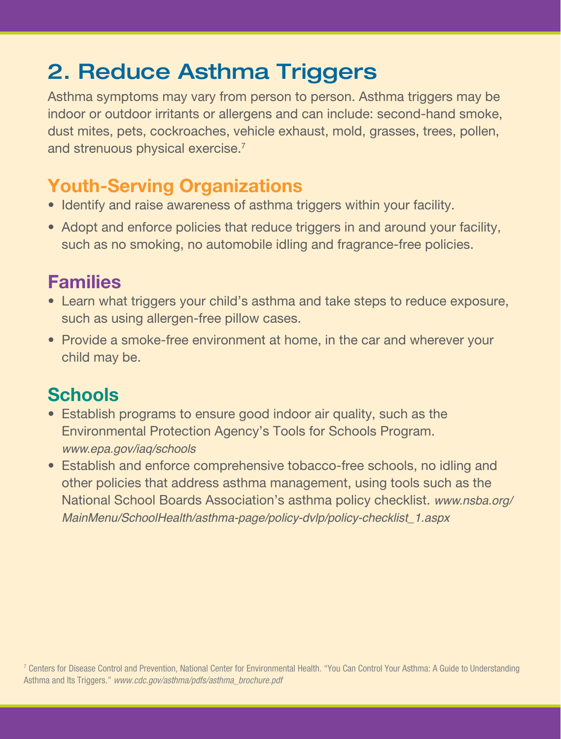# 2. Reduce Asthma Triggers

Asthma symptoms may vary from person to person. Asthma triggers may be indoor or outdoor irritants or allergens and can include: second-hand smoke, dust mites, pets, cockroaches, vehicle exhaust, mold, grasses, trees, pollen, and strenuous physical exercise.[7]

## Youth-Serving Organizations

- Identify and raise awareness of asthma triggers within your facility.
- Adopt and enforce policies that reduce triggers in and around your facility, such as no smoking, no automobile idling and fragrance-free policies.

## Families

- Learn what triggers your child's asthma and take steps to reduce exposure, such as using allergen-free pillow cases.
- Provide a smoke-free environment at home, in the car and wherever your child may be.

## Schools

- Establish programs to ensure good indoor air quality, such as the Environmental Protection Agency's Tools for Schools Program. *www.epa.gov/iaq/schools*
- Establish and enforce comprehensive tobacco-free schools, no idling and other policies that address asthma management, using tools such as the National School Boards Association's asthma policy checklist. *www.nsba.org/MainMenu/SchoolHealth/asthma-page/policy-dvlp/policy-checklist_1.aspx*

[7] Centers for Disease Control and Prevention, National Center for Environmental Health. "You Can Control Your Asthma: A Guide to Understanding Asthma and Its Triggers." *www.cdc.gov/asthma/pdfs/asthma_brochure.pdf*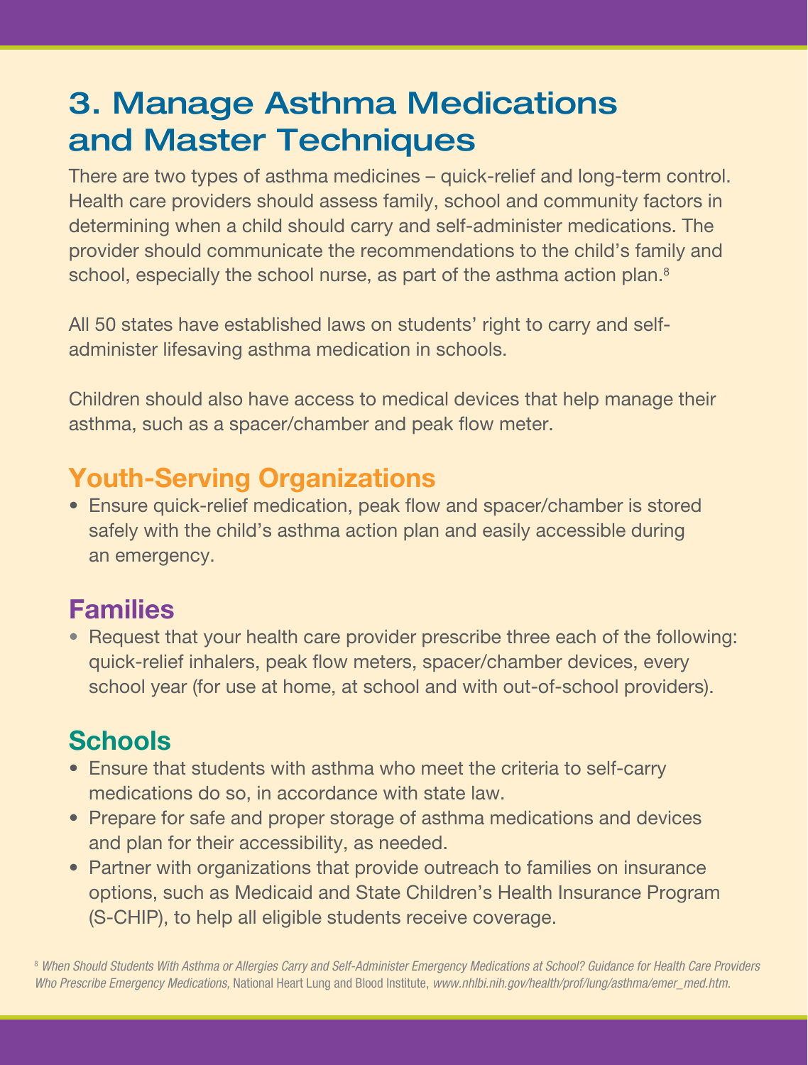## 3. Manage Asthma Medications and Master Techniques

There are two types of asthma medicines – quick-relief and long-term control. Health care providers should assess family, school and community factors in determining when a child should carry and self-administer medications. The provider should communicate the recommendations to the child's family and school, especially the school nurse, as part of the asthma action plan.[8]

All 50 states have established laws on students' right to carry and self-administer lifesaving asthma medication in schools.

Children should also have access to medical devices that help manage their asthma, such as a spacer/chamber and peak flow meter.

### Youth-Serving Organizations

- Ensure quick-relief medication, peak flow and spacer/chamber is stored safely with the child's asthma action plan and easily accessible during an emergency.

### Families

- Request that your health care provider prescribe three each of the following: quick-relief inhalers, peak flow meters, spacer/chamber devices, every school year (for use at home, at school and with out-of-school providers).

### Schools

- Ensure that students with asthma who meet the criteria to self-carry medications do so, in accordance with state law.
- Prepare for safe and proper storage of asthma medications and devices and plan for their accessibility, as needed.
- Partner with organizations that provide outreach to families on insurance options, such as Medicaid and State Children's Health Insurance Program (S-CHIP), to help all eligible students receive coverage.

[8] *When Should Students With Asthma or Allergies Carry and Self-Administer Emergency Medications at School? Guidance for Health Care Providers Who Prescribe Emergency Medications,* National Heart Lung and Blood Institute, *www.nhlbi.nih.gov/health/prof/lung/asthma/emer_med.htm.*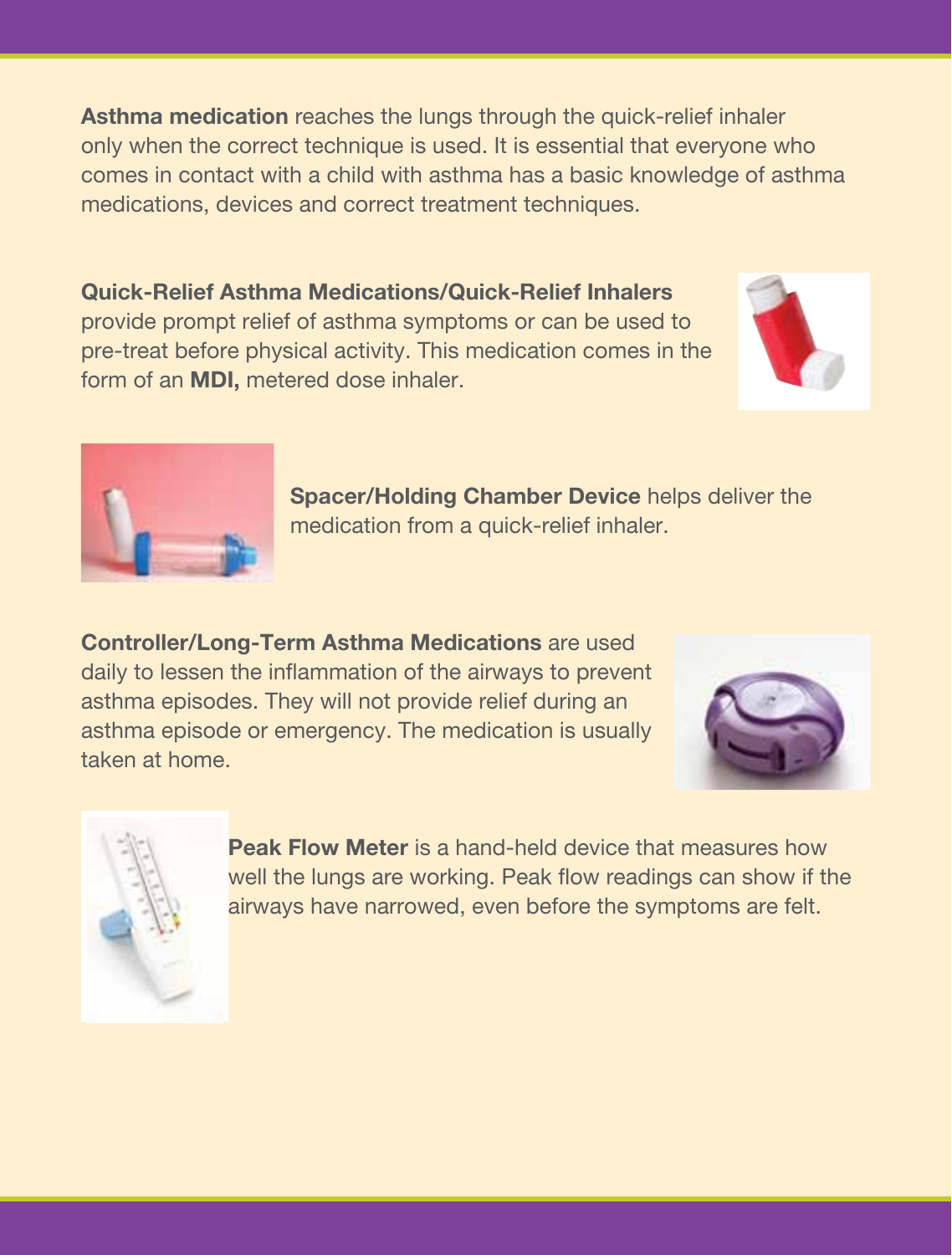**Asthma medication** reaches the lungs through the quick-relief inhaler only when the correct technique is used. It is essential that everyone who comes in contact with a child with asthma has a basic knowledge of asthma medications, devices and correct treatment techniques.

**Quick-Relief Asthma Medications/Quick-Relief Inhalers** provide prompt relief of asthma symptoms or can be used to pre-treat before physical activity. This medication comes in the form of an **MDI,** metered dose inhaler.

**Spacer/Holding Chamber Device** helps deliver the medication from a quick-relief inhaler.

**Controller/Long-Term Asthma Medications** are used daily to lessen the inflammation of the airways to prevent asthma episodes. They will not provide relief during an asthma episode or emergency. The medication is usually taken at home.

**Peak Flow Meter** is a hand-held device that measures how well the lungs are working. Peak flow readings can show if the airways have narrowed, even before the symptoms are felt.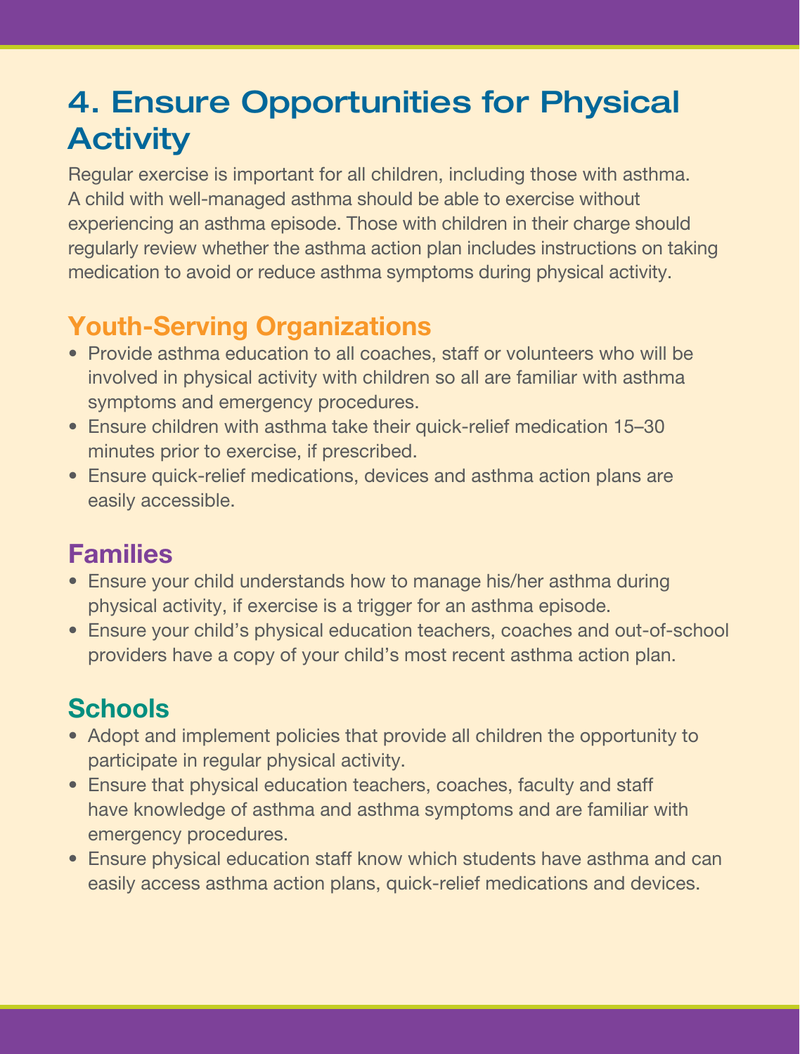## 4. Ensure Opportunities for Physical Activity

Regular exercise is important for all children, including those with asthma. A child with well-managed asthma should be able to exercise without experiencing an asthma episode. Those with children in their charge should regularly review whether the asthma action plan includes instructions on taking medication to avoid or reduce asthma symptoms during physical activity.

### Youth-Serving Organizations

- Provide asthma education to all coaches, staff or volunteers who will be involved in physical activity with children so all are familiar with asthma symptoms and emergency procedures.
- Ensure children with asthma take their quick-relief medication 15–30 minutes prior to exercise, if prescribed.
- Ensure quick-relief medications, devices and asthma action plans are easily accessible.

### Families

- Ensure your child understands how to manage his/her asthma during physical activity, if exercise is a trigger for an asthma episode.
- Ensure your child's physical education teachers, coaches and out-of-school providers have a copy of your child's most recent asthma action plan.

### Schools

- Adopt and implement policies that provide all children the opportunity to participate in regular physical activity.
- Ensure that physical education teachers, coaches, faculty and staff have knowledge of asthma and asthma symptoms and are familiar with emergency procedures.
- Ensure physical education staff know which students have asthma and can easily access asthma action plans, quick-relief medications and devices.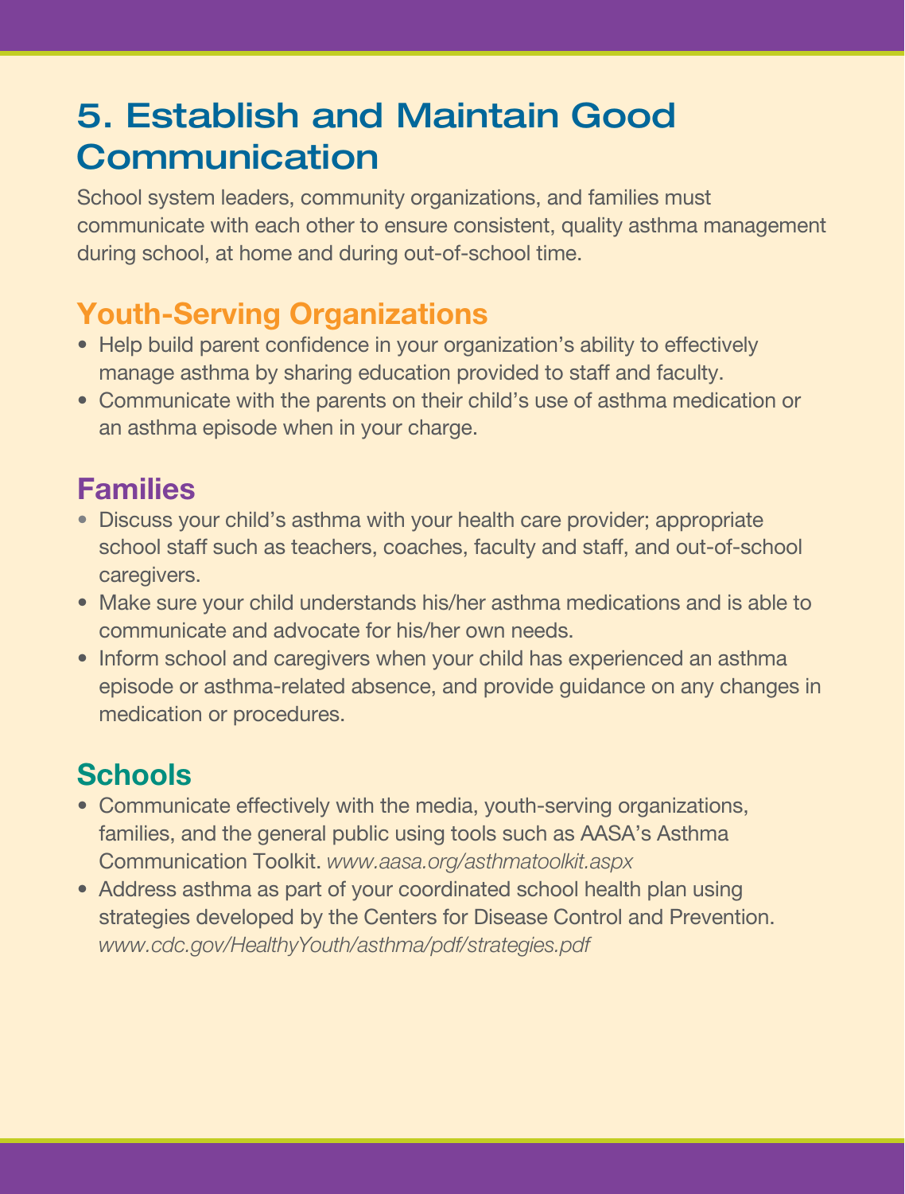## 5. Establish and Maintain Good Communication

School system leaders, community organizations, and families must communicate with each other to ensure consistent, quality asthma management during school, at home and during out-of-school time.

### Youth-Serving Organizations

- Help build parent confidence in your organization's ability to effectively manage asthma by sharing education provided to staff and faculty.
- Communicate with the parents on their child's use of asthma medication or an asthma episode when in your charge.

### Families

- Discuss your child's asthma with your health care provider; appropriate school staff such as teachers, coaches, faculty and staff, and out-of-school caregivers.
- Make sure your child understands his/her asthma medications and is able to communicate and advocate for his/her own needs.
- Inform school and caregivers when your child has experienced an asthma episode or asthma-related absence, and provide guidance on any changes in medication or procedures.

### Schools

- Communicate effectively with the media, youth-serving organizations, families, and the general public using tools such as AASA's Asthma Communication Toolkit. *www.aasa.org/asthmatoolkit.aspx*
- Address asthma as part of your coordinated school health plan using strategies developed by the Centers for Disease Control and Prevention. *www.cdc.gov/HealthyYouth/asthma/pdf/strategies.pdf*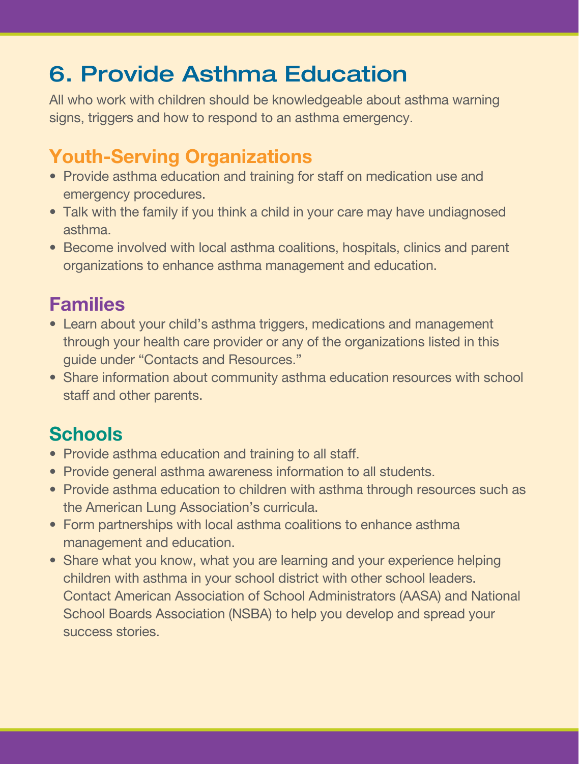# 6. Provide Asthma Education

All who work with children should be knowledgeable about asthma warning signs, triggers and how to respond to an asthma emergency.

## Youth-Serving Organizations

- Provide asthma education and training for staff on medication use and emergency procedures.
- Talk with the family if you think a child in your care may have undiagnosed asthma.
- Become involved with local asthma coalitions, hospitals, clinics and parent organizations to enhance asthma management and education.

## Families

- Learn about your child's asthma triggers, medications and management through your health care provider or any of the organizations listed in this guide under "Contacts and Resources."
- Share information about community asthma education resources with school staff and other parents.

## Schools

- Provide asthma education and training to all staff.
- Provide general asthma awareness information to all students.
- Provide asthma education to children with asthma through resources such as the American Lung Association's curricula.
- Form partnerships with local asthma coalitions to enhance asthma management and education.
- Share what you know, what you are learning and your experience helping children with asthma in your school district with other school leaders. Contact American Association of School Administrators (AASA) and National School Boards Association (NSBA) to help you develop and spread your success stories.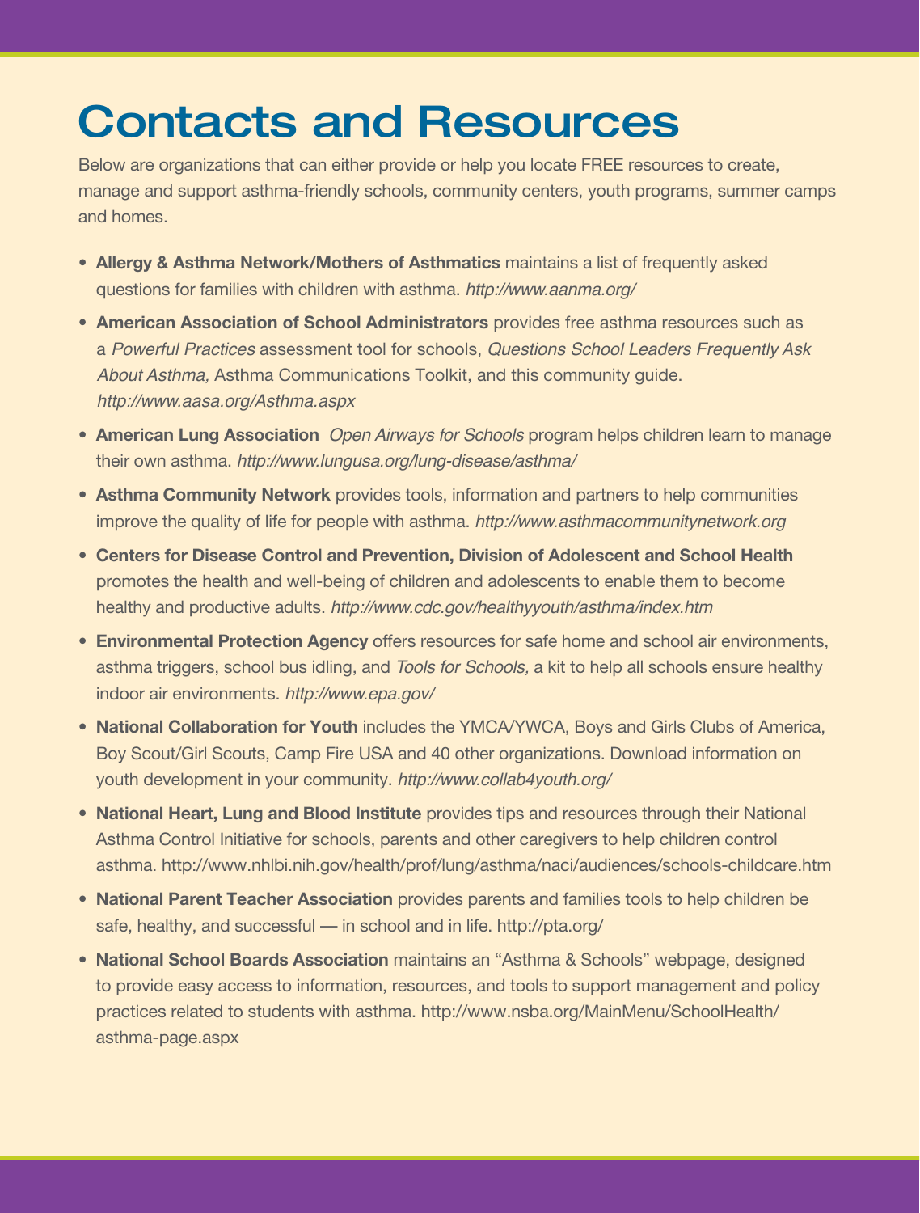# Contacts and Resources

Below are organizations that can either provide or help you locate FREE resources to create, manage and support asthma-friendly schools, community centers, youth programs, summer camps and homes.

- **Allergy & Asthma Network/Mothers of Asthmatics** maintains a list of frequently asked questions for families with children with asthma. *http://www.aanma.org/*
- **American Association of School Administrators** provides free asthma resources such as a *Powerful Practices* assessment tool for schools, *Questions School Leaders Frequently Ask About Asthma,* Asthma Communications Toolkit, and this community guide. *http://www.aasa.org/Asthma.aspx*
- **American Lung Association** *Open Airways for Schools* program helps children learn to manage their own asthma. *http://www.lungusa.org/lung-disease/asthma/*
- **Asthma Community Network** provides tools, information and partners to help communities improve the quality of life for people with asthma. *http://www.asthmacommunitynetwork.org*
- **Centers for Disease Control and Prevention, Division of Adolescent and School Health** promotes the health and well-being of children and adolescents to enable them to become healthy and productive adults. *http://www.cdc.gov/healthyyouth/asthma/index.htm*
- **Environmental Protection Agency** offers resources for safe home and school air environments, asthma triggers, school bus idling, and *Tools for Schools,* a kit to help all schools ensure healthy indoor air environments. *http://www.epa.gov/*
- **National Collaboration for Youth** includes the YMCA/YWCA, Boys and Girls Clubs of America, Boy Scout/Girl Scouts, Camp Fire USA and 40 other organizations. Download information on youth development in your community. *http://www.collab4youth.org/*
- **National Heart, Lung and Blood Institute** provides tips and resources through their National Asthma Control Initiative for schools, parents and other caregivers to help children control asthma. http://www.nhlbi.nih.gov/health/prof/lung/asthma/naci/audiences/schools-childcare.htm
- **National Parent Teacher Association** provides parents and families tools to help children be safe, healthy, and successful — in school and in life. http://pta.org/
- **National School Boards Association** maintains an "Asthma & Schools" webpage, designed to provide easy access to information, resources, and tools to support management and policy practices related to students with asthma. http://www.nsba.org/MainMenu/SchoolHealth/asthma-page.aspx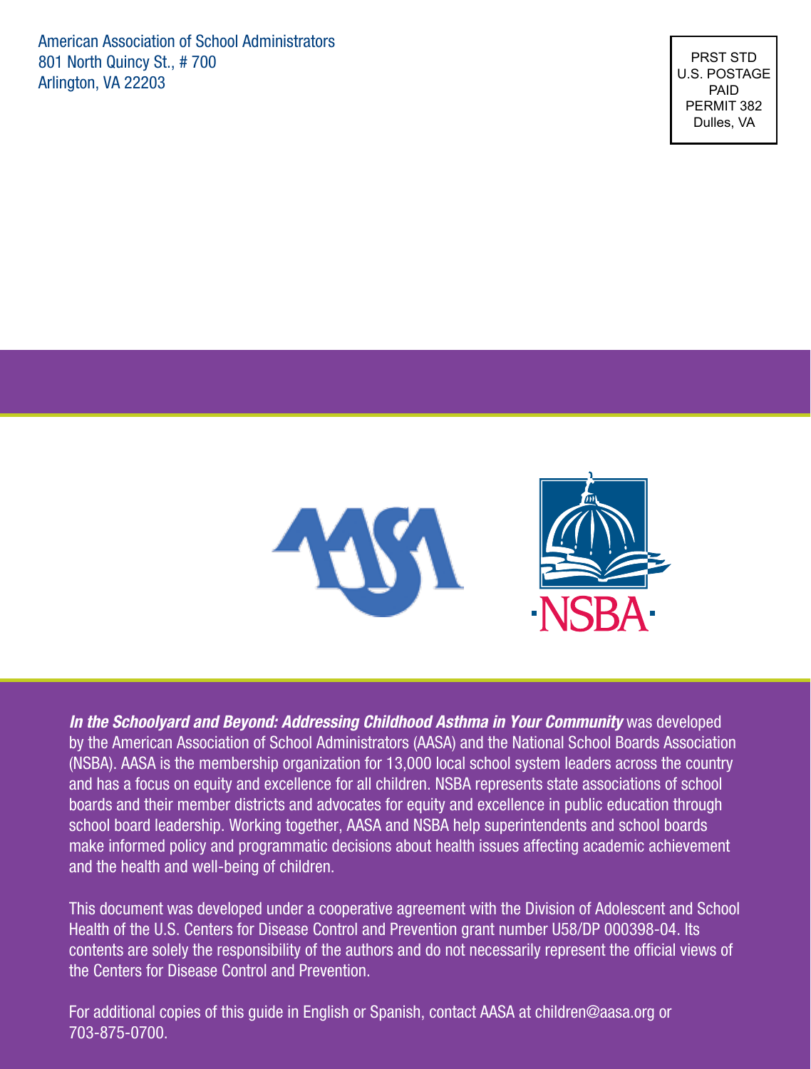American Association of School Administrators
801 North Quincy St., # 700
Arlington, VA 22203

PRST STD
U.S. POSTAGE
PAID
PERMIT 382
Dulles, VA

AASA

NSBA

***In the Schoolyard and Beyond: Addressing Childhood Asthma in Your Community*** was developed by the American Association of School Administrators (AASA) and the National School Boards Association (NSBA). AASA is the membership organization for 13,000 local school system leaders across the country and has a focus on equity and excellence for all children. NSBA represents state associations of school boards and their member districts and advocates for equity and excellence in public education through school board leadership. Working together, AASA and NSBA help superintendents and school boards make informed policy and programmatic decisions about health issues affecting academic achievement and the health and well-being of children.

This document was developed under a cooperative agreement with the Division of Adolescent and School Health of the U.S. Centers for Disease Control and Prevention grant number U58/DP 000398-04. Its contents are solely the responsibility of the authors and do not necessarily represent the official views of the Centers for Disease Control and Prevention.

For additional copies of this guide in English or Spanish, contact AASA at children@aasa.org or 703-875-0700.